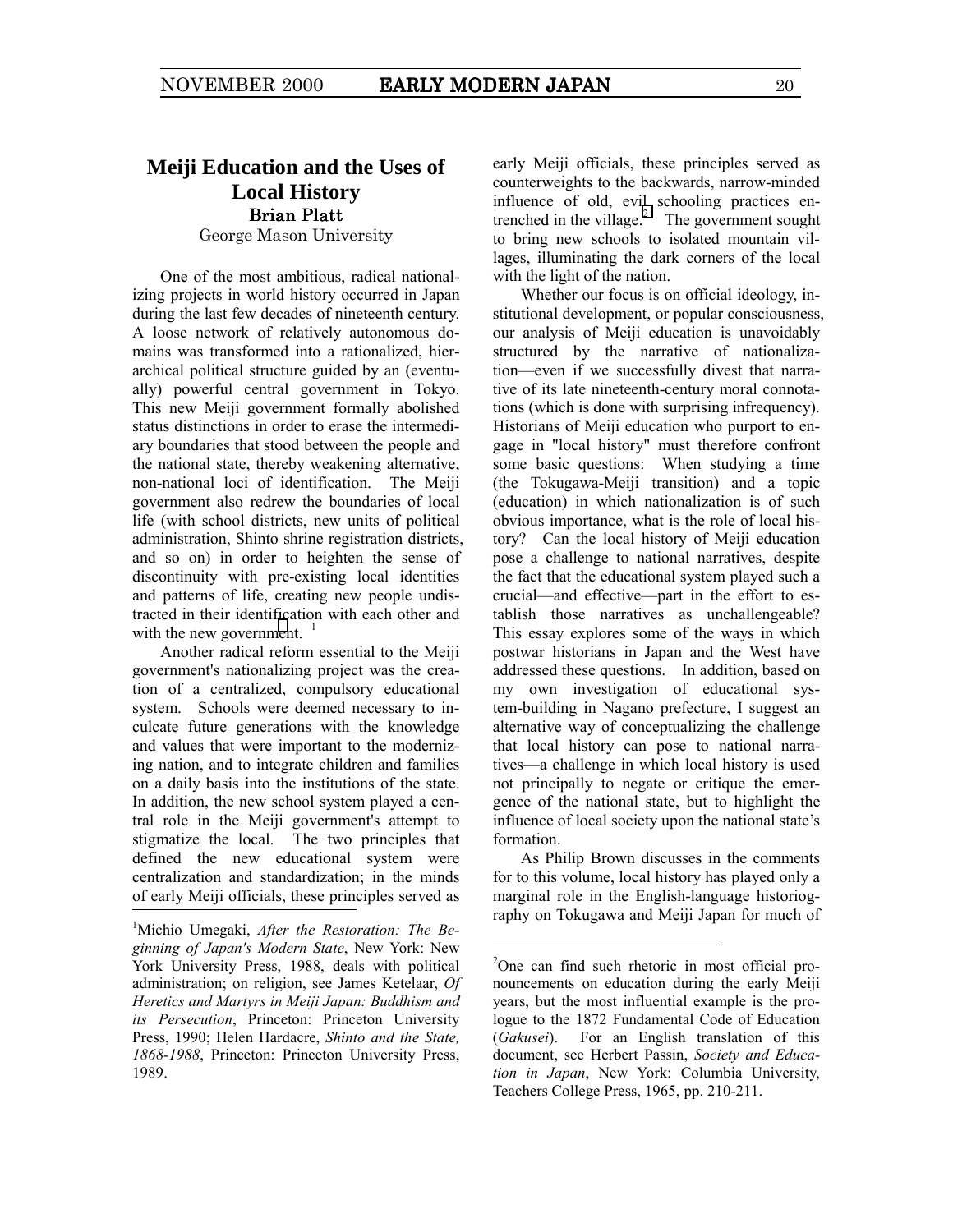# Meiji Education and the Uses of Local History

**Brian Platt**

George Mason University

One of the most ambitious, radical nationalizing projects in world history occurred in Japan during the last few decades of nineteenth century. A loose network of relatively autonomous domains was transformed into a rationalized, hierarchical political structure guided by an (eventually) powerful central government in Tokyo. This new Meiji government formally abolished status distinctions in order to erase the intermediary boundaries that stood between the people and the national state, thereby weakening alternative, non-national loci of identification. The Meiji government also redrew the boundaries of local life (with school districts, new units of political administration, Shinto shrine registration districts, and so on) in order to heighten the sense of discontinuity with pre-existing local identities and patterns of life, creating new people undistracted in their identification with each other and with the new government.[1]

Another radical reform essential to the Meiji government's nationalizing project was the creation of a centralized, compulsory educational system. Schools were deemed necessary to inculcate future generations with the knowledge and values that were important to the modernizing nation, and to integrate children and families on a daily basis into the institutions of the state. In addition, the new school system played a central role in the Meiji government's attempt to stigmatize the local. The two principles that defined the new educational system were centralization and standardization; in the minds of early Meiji officials, these principles served as counterweights to the backwards, narrow-minded influence of old, evil schooling practices entrenched in the village.[2] The government sought to bring new schools to isolated mountain villages, illuminating the dark corners of the local with the light of the nation.

Whether our focus is on official ideology, institutional development, or popular consciousness, our analysis of Meiji education is unavoidably structured by the narrative of nationalization—even if we successfully divest that narrative of its late nineteenth-century moral connotations (which is done with surprising infrequency). Historians of Meiji education who purport to engage in "local history" must therefore confront some basic questions: When studying a time (the Tokugawa-Meiji transition) and a topic (education) in which nationalization is of such obvious importance, what is the role of local history? Can the local history of Meiji education pose a challenge to national narratives, despite the fact that the educational system played such a crucial—and effective—part in the effort to establish those narratives as unchallengeable? This essay explores some of the ways in which postwar historians in Japan and the West have addressed these questions. In addition, based on my own investigation of educational system-building in Nagano prefecture, I suggest an alternative way of conceptualizing the challenge that local history can pose to national narratives—a challenge in which local history is used not principally to negate or critique the emergence of the national state, but to highlight the influence of local society upon the national state's formation.

As Philip Brown discusses in the comments for to this volume, local history has played only a marginal role in the English-language historiography on Tokugawa and Meiji Japan for much of

---

[1] Michio Umegaki, *After the Restoration: The Beginning of Japan's Modern State*, New York: New York University Press, 1988, deals with political administration; on religion, see James Ketelaar, *Of Heretics and Martyrs in Meiji Japan: Buddhism and its Persecution*, Princeton: Princeton University Press, 1990; Helen Hardacre, *Shinto and the State, 1868-1988*, Princeton: Princeton University Press, 1989.

[2] One can find such rhetoric in most official pronouncements on education during the early Meiji years, but the most influential example is the prologue to the 1872 Fundamental Code of Education (*Gakusei*). For an English translation of this document, see Herbert Passin, *Society and Education in Japan*, New York: Columbia University, Teachers College Press, 1965, pp. 210-211.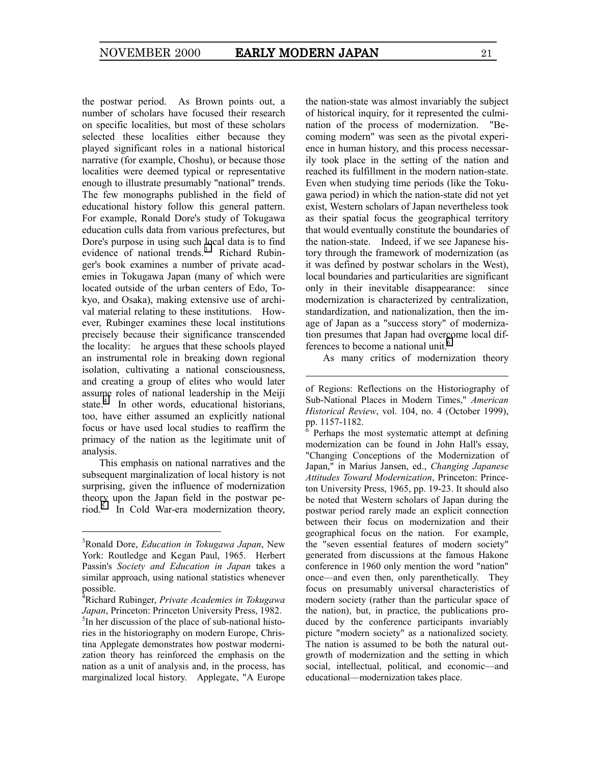the postwar period. As Brown points out, a number of scholars have focused their research on specific localities, but most of these scholars selected these localities either because they played significant roles in a national historical narrative (for example, Choshu), or because those localities were deemed typical or representative enough to illustrate presumably "national" trends. The few monographs published in the field of educational history follow this general pattern. For example, Ronald Dore's study of Tokugawa education culls data from various prefectures, but Dore's purpose in using such local data is to find evidence of national trends.[3] Richard Rubinger's book examines a number of private academies in Tokugawa Japan (many of which were located outside of the urban centers of Edo, Tokyo, and Osaka), making extensive use of archival material relating to these institutions. However, Rubinger examines these local institutions precisely because their significance transcended the locality: he argues that these schools played an instrumental role in breaking down regional isolation, cultivating a national consciousness, and creating a group of elites who would later assume roles of national leadership in the Meiji state.[4] In other words, educational historians, too, have either assumed an explicitly national focus or have used local studies to reaffirm the primacy of the nation as the legitimate unit of analysis.

This emphasis on national narratives and the subsequent marginalization of local history is not surprising, given the influence of modernization theory upon the Japan field in the postwar period.[5] In Cold War-era modernization theory, the nation-state was almost invariably the subject of historical inquiry, for it represented the culmination of the process of modernization. "Becoming modern" was seen as the pivotal experience in human history, and this process necessarily took place in the setting of the nation and reached its fulfillment in the modern nation-state. Even when studying time periods (like the Tokugawa period) in which the nation-state did not yet exist, Western scholars of Japan nevertheless took as their spatial focus the geographical territory that would eventually constitute the boundaries of the nation-state. Indeed, if we see Japanese history through the framework of modernization (as it was defined by postwar scholars in the West), local boundaries and particularities are significant only in their inevitable disappearance: since modernization is characterized by centralization, standardization, and nationalization, then the image of Japan as a "success story" of modernization presumes that Japan had overcome local differences to become a national unit.[6]

As many critics of modernization theory

---

[3] Ronald Dore, *Education in Tokugawa Japan*, New York: Routledge and Kegan Paul, 1965. Herbert Passin's *Society and Education in Japan* takes a similar approach, using national statistics whenever possible.

[4] Richard Rubinger, *Private Academies in Tokugawa Japan*, Princeton: Princeton University Press, 1982.

[5] In her discussion of the place of sub-national histories in the historiography on modern Europe, Christina Applegate demonstrates how postwar modernization theory has reinforced the emphasis on the nation as a unit of analysis and, in the process, has marginalized local history. Applegate, "A Europe of Regions: Reflections on the Historiography of Sub-National Places in Modern Times," *American Historical Review*, vol. 104, no. 4 (October 1999), pp. 1157-1182.

[6] Perhaps the most systematic attempt at defining modernization can be found in John Hall's essay, "Changing Conceptions of the Modernization of Japan," in Marius Jansen, ed., *Changing Japanese Attitudes Toward Modernization*, Princeton: Princeton University Press, 1965, pp. 19-23. It should also be noted that Western scholars of Japan during the postwar period rarely made an explicit connection between their focus on modernization and their geographical focus on the nation. For example, the "seven essential features of modern society" generated from discussions at the famous Hakone conference in 1960 only mention the word "nation" once—and even then, only parenthetically. They focus on presumably universal characteristics of modern society (rather than the particular space of the nation), but, in practice, the publications produced by the conference participants invariably picture "modern society" as a nationalized society. The nation is assumed to be both the natural outgrowth of modernization and the setting in which social, intellectual, political, and economic—and educational—modernization takes place.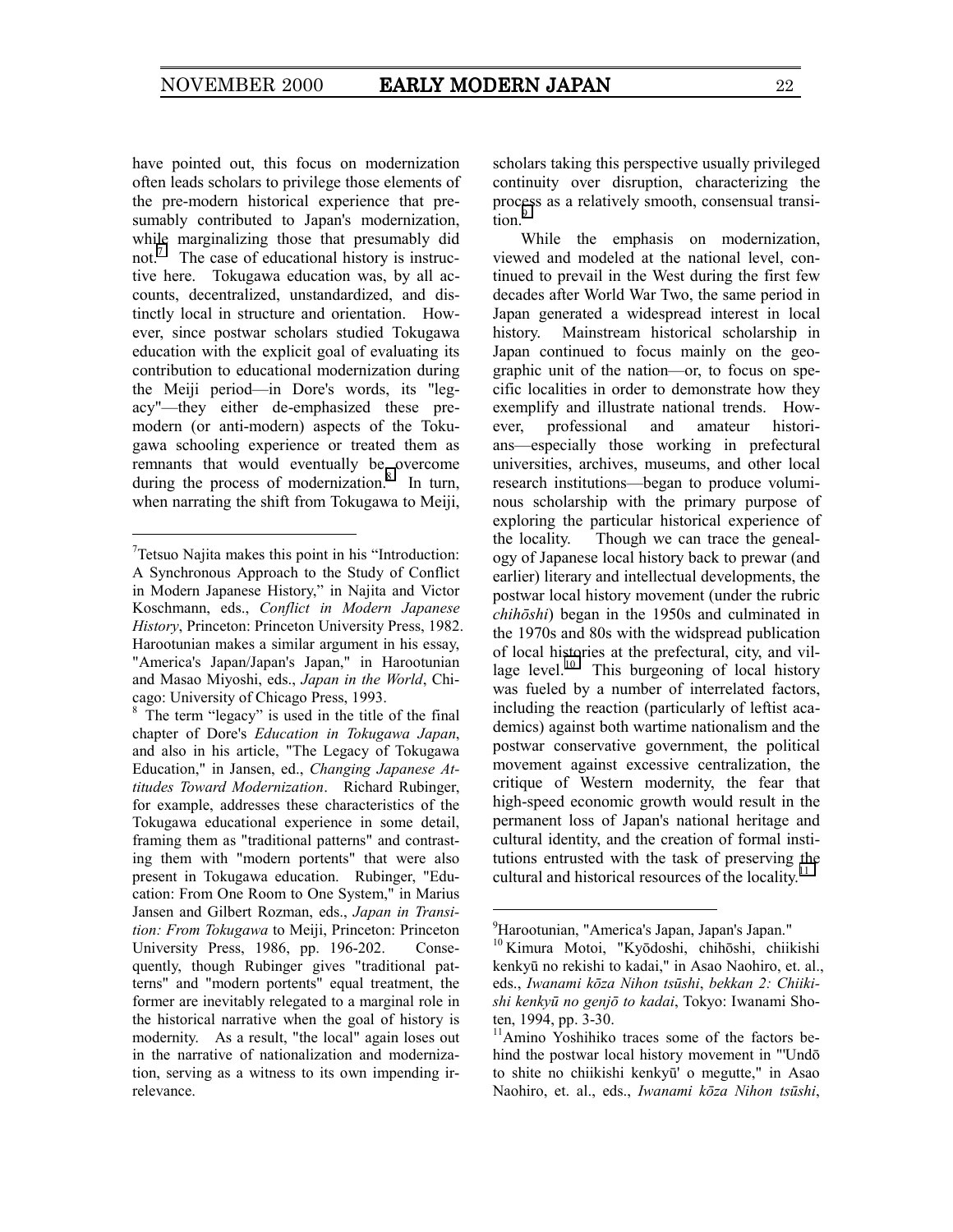have pointed out, this focus on modernization often leads scholars to privilege those elements of the pre-modern historical experience that presumably contributed to Japan's modernization, while marginalizing those that presumably did not.[7] The case of educational history is instructive here. Tokugawa education was, by all accounts, decentralized, unstandardized, and distinctly local in structure and orientation. However, since postwar scholars studied Tokugawa education with the explicit goal of evaluating its contribution to educational modernization during the Meiji period—in Dore's words, its "legacy"—they either de-emphasized these premodern (or anti-modern) aspects of the Tokugawa schooling experience or treated them as remnants that would eventually be overcome during the process of modernization.[8] In turn, when narrating the shift from Tokugawa to Meiji, scholars taking this perspective usually privileged continuity over disruption, characterizing the process as a relatively smooth, consensual transition.[9]

While the emphasis on modernization, viewed and modeled at the national level, continued to prevail in the West during the first few decades after World War Two, the same period in Japan generated a widespread interest in local history. Mainstream historical scholarship in Japan continued to focus mainly on the geographic unit of the nation—or, to focus on specific localities in order to demonstrate how they exemplify and illustrate national trends. However, professional and amateur historians—especially those working in prefectural universities, archives, museums, and other local research institutions—began to produce voluminous scholarship with the primary purpose of exploring the particular historical experience of the locality. Though we can trace the genealogy of Japanese local history back to prewar (and earlier) literary and intellectual developments, the postwar local history movement (under the rubric *chihōshi*) began in the 1950s and culminated in the 1970s and 80s with the widespread publication of local histories at the prefectural, city, and village level.[10] This burgeoning of local history was fueled by a number of interrelated factors, including the reaction (particularly of leftist academics) against both wartime nationalism and the postwar conservative government, the political movement against excessive centralization, the critique of Western modernity, the fear that high-speed economic growth would result in the permanent loss of Japan's national heritage and cultural identity, and the creation of formal institutions entrusted with the task of preserving the cultural and historical resources of the locality.[11]

---

[7] Tetsuo Najita makes this point in his "Introduction: A Synchronous Approach to the Study of Conflict in Modern Japanese History," in Najita and Victor Koschmann, eds., *Conflict in Modern Japanese History*, Princeton: Princeton University Press, 1982. Harootunian makes a similar argument in his essay, "America's Japan/Japan's Japan," in Harootunian and Masao Miyoshi, eds., *Japan in the World*, Chicago: University of Chicago Press, 1993.

[8] The term "legacy" is used in the title of the final chapter of Dore's *Education in Tokugawa Japan*, and also in his article, "The Legacy of Tokugawa Education," in Jansen, ed., *Changing Japanese Attitudes Toward Modernization*. Richard Rubinger, for example, addresses these characteristics of the Tokugawa educational experience in some detail, framing them as "traditional patterns" and contrasting them with "modern portents" that were also present in Tokugawa education. Rubinger, "Education: From One Room to One System," in Marius Jansen and Gilbert Rozman, eds., *Japan in Transition: From Tokugawa* to Meiji, Princeton: Princeton University Press, 1986, pp. 196-202. Consequently, though Rubinger gives "traditional patterns" and "modern portents" equal treatment, the former are inevitably relegated to a marginal role in the historical narrative when the goal of history is modernity. As a result, "the local" again loses out in the narrative of nationalization and modernization, serving as a witness to its own impending irrelevance.

[9] Harootunian, "America's Japan, Japan's Japan."

[10] Kimura Motoi, "Kyōdoshi, chihōshi, chiikishi kenkyū no rekishi to kadai," in Asao Naohiro, et. al., eds., *Iwanami kōza Nihon tsūshi*, *bekkan 2: Chiikishi kenkyū no genjō to kadai*, Tokyo: Iwanami Shoten, 1994, pp. 3-30.

[11] Amino Yoshihiko traces some of the factors behind the postwar local history movement in "'Undō to shite no chiikishi kenkyū' o megutte," in Asao Naohiro, et. al., eds., *Iwanami kōza Nihon tsūshi*,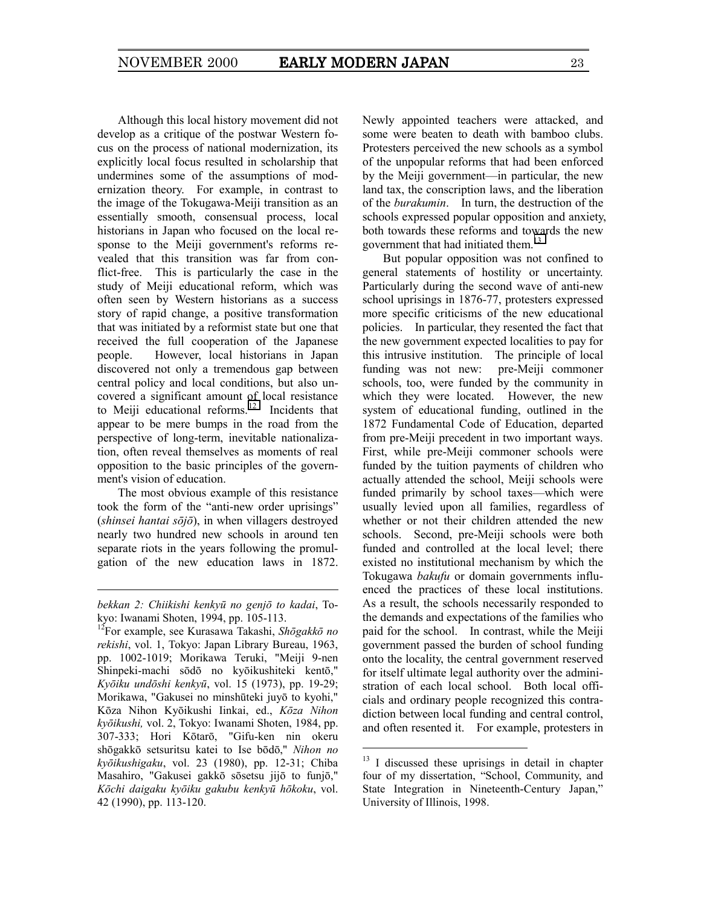Although this local history movement did not develop as a critique of the postwar Western focus on the process of national modernization, its explicitly local focus resulted in scholarship that undermines some of the assumptions of modernization theory. For example, in contrast to the image of the Tokugawa-Meiji transition as an essentially smooth, consensual process, local historians in Japan who focused on the local response to the Meiji government's reforms revealed that this transition was far from conflict-free. This is particularly the case in the study of Meiji educational reform, which was often seen by Western historians as a success story of rapid change, a positive transformation that was initiated by a reformist state but one that received the full cooperation of the Japanese people. However, local historians in Japan discovered not only a tremendous gap between central policy and local conditions, but also uncovered a significant amount of local resistance to Meiji educational reforms.[12] Incidents that appear to be mere bumps in the road from the perspective of long-term, inevitable nationalization, often reveal themselves as moments of real opposition to the basic principles of the government's vision of education.

The most obvious example of this resistance took the form of the "anti-new order uprisings" (*shinsei hantai sōjō*), in when villagers destroyed nearly two hundred new schools in around ten separate riots in the years following the promulgation of the new education laws in 1872. Newly appointed teachers were attacked, and some were beaten to death with bamboo clubs. Protesters perceived the new schools as a symbol of the unpopular reforms that had been enforced by the Meiji government—in particular, the new land tax, the conscription laws, and the liberation of the *burakumin*. In turn, the destruction of the schools expressed popular opposition and anxiety, both towards these reforms and towards the new government that had initiated them.[13]

But popular opposition was not confined to general statements of hostility or uncertainty. Particularly during the second wave of anti-new school uprisings in 1876-77, protesters expressed more specific criticisms of the new educational policies. In particular, they resented the fact that the new government expected localities to pay for this intrusive institution. The principle of local funding was not new: pre-Meiji commoner schools, too, were funded by the community in which they were located. However, the new system of educational funding, outlined in the 1872 Fundamental Code of Education, departed from pre-Meiji precedent in two important ways. First, while pre-Meiji commoner schools were funded by the tuition payments of children who actually attended the school, Meiji schools were funded primarily by school taxes—which were usually levied upon all families, regardless of whether or not their children attended the new schools. Second, pre-Meiji schools were both funded and controlled at the local level; there existed no institutional mechanism by which the Tokugawa *bakufu* or domain governments influenced the practices of these local institutions. As a result, the schools necessarily responded to the demands and expectations of the families who paid for the school. In contrast, while the Meiji government passed the burden of school funding onto the locality, the central government reserved for itself ultimate legal authority over the administration of each local school. Both local officials and ordinary people recognized this contradiction between local funding and central control, and often resented it. For example, protesters in

---

*bekkan 2: Chiikishi kenkyū no genjō to kadai*, Tokyo: Iwanami Shoten, 1994, pp. 105-113.

[12] For example, see Kurasawa Takashi, *Shōgakkō no rekishi*, vol. 1, Tokyo: Japan Library Bureau, 1963, pp. 1002-1019; Morikawa Teruki, "Meiji 9-nen Shinpeki-machi sōdō no kyōikushiteki kentō," *Kyōiku undōshi kenkyū*, vol. 15 (1973), pp. 19-29; Morikawa, "Gakusei no minshūteki juyō to kyohi," Kōza Nihon Kyōikushi Iinkai, ed., *Kōza Nihon kyōikushi,* vol. 2, Tokyo: Iwanami Shoten, 1984, pp. 307-333; Hori Kōtarō, "Gifu-ken nin okeru shōgakkō setsuritsu katei to Ise bōdō," *Nihon no kyōikushigaku*, vol. 23 (1980), pp. 12-31; Chiba Masahiro, "Gakusei gakkō sōsetsu jijō to funjō," *Kōchi daigaku kyōiku gakubu kenkyū hōkoku*, vol. 42 (1990), pp. 113-120.

[13] I discussed these uprisings in detail in chapter four of my dissertation, "School, Community, and State Integration in Nineteenth-Century Japan," University of Illinois, 1998.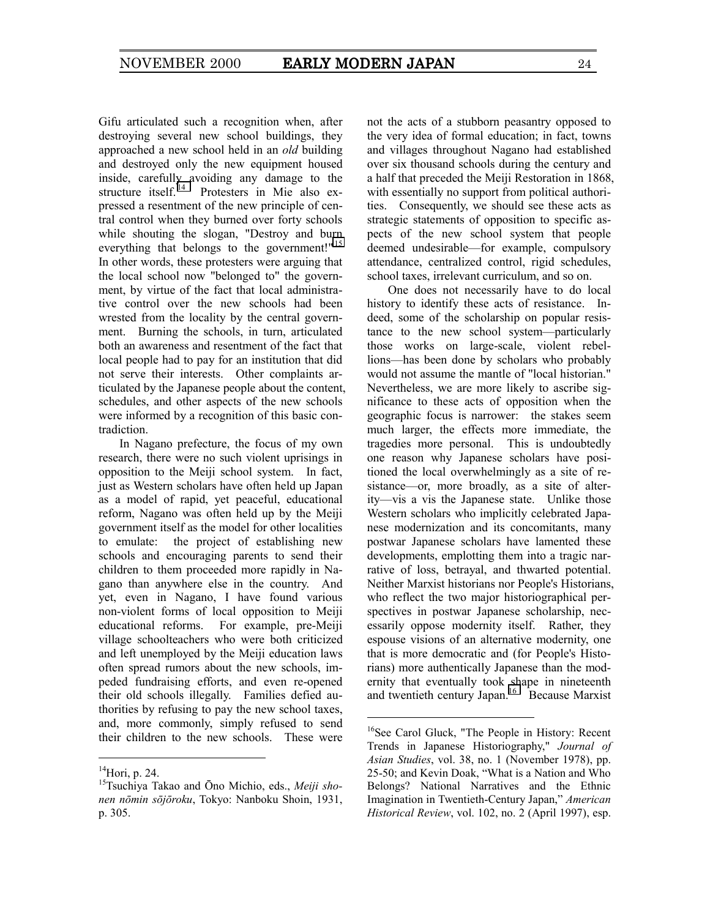Gifu articulated such a recognition when, after destroying several new school buildings, they approached a new school held in an *old* building and destroyed only the new equipment housed inside, carefully avoiding any damage to the structure itself.[14] Protesters in Mie also expressed a resentment of the new principle of central control when they burned over forty schools while shouting the slogan, "Destroy and burn everything that belongs to the government!"[15] In other words, these protesters were arguing that the local school now "belonged to" the government, by virtue of the fact that local administrative control over the new schools had been wrested from the locality by the central government. Burning the schools, in turn, articulated both an awareness and resentment of the fact that local people had to pay for an institution that did not serve their interests. Other complaints articulated by the Japanese people about the content, schedules, and other aspects of the new schools were informed by a recognition of this basic contradiction.

In Nagano prefecture, the focus of my own research, there were no such violent uprisings in opposition to the Meiji school system. In fact, just as Western scholars have often held up Japan as a model of rapid, yet peaceful, educational reform, Nagano was often held up by the Meiji government itself as the model for other localities to emulate: the project of establishing new schools and encouraging parents to send their children to them proceeded more rapidly in Nagano than anywhere else in the country. And yet, even in Nagano, I have found various non-violent forms of local opposition to Meiji educational reforms. For example, pre-Meiji village schoolteachers who were both criticized and left unemployed by the Meiji education laws often spread rumors about the new schools, impeded fundraising efforts, and even re-opened their old schools illegally. Families defied authorities by refusing to pay the new school taxes, and, more commonly, simply refused to send their children to the new schools. These were not the acts of a stubborn peasantry opposed to the very idea of formal education; in fact, towns and villages throughout Nagano had established over six thousand schools during the century and a half that preceded the Meiji Restoration in 1868, with essentially no support from political authorities. Consequently, we should see these acts as strategic statements of opposition to specific aspects of the new school system that people deemed undesirable—for example, compulsory attendance, centralized control, rigid schedules, school taxes, irrelevant curriculum, and so on.

One does not necessarily have to do local history to identify these acts of resistance. Indeed, some of the scholarship on popular resistance to the new school system—particularly those works on large-scale, violent rebellions—has been done by scholars who probably would not assume the mantle of "local historian." Nevertheless, we are more likely to ascribe significance to these acts of opposition when the geographic focus is narrower: the stakes seem much larger, the effects more immediate, the tragedies more personal. This is undoubtedly one reason why Japanese scholars have positioned the local overwhelmingly as a site of resistance—or, more broadly, as a site of alterity—vis a vis the Japanese state. Unlike those Western scholars who implicitly celebrated Japanese modernization and its concomitants, many postwar Japanese scholars have lamented these developments, emplotting them into a tragic narrative of loss, betrayal, and thwarted potential. Neither Marxist historians nor People's Historians, who reflect the two major historiographical perspectives in postwar Japanese scholarship, necessarily oppose modernity itself. Rather, they espouse visions of an alternative modernity, one that is more democratic and (for People's Historians) more authentically Japanese than the modernity that eventually took shape in nineteenth and twentieth century Japan.[16] Because Marxist

---

[14] Hori, p. 24.

[15] Tsuchiya Takao and Ōno Michio, eds., *Meiji shonen nōmin sōjōroku*, Tokyo: Nanboku Shoin, 1931, p. 305.

[16] See Carol Gluck, "The People in History: Recent Trends in Japanese Historiography," *Journal of Asian Studies*, vol. 38, no. 1 (November 1978), pp. 25-50; and Kevin Doak, "What is a Nation and Who Belongs? National Narratives and the Ethnic Imagination in Twentieth-Century Japan," *American Historical Review*, vol. 102, no. 2 (April 1997), esp.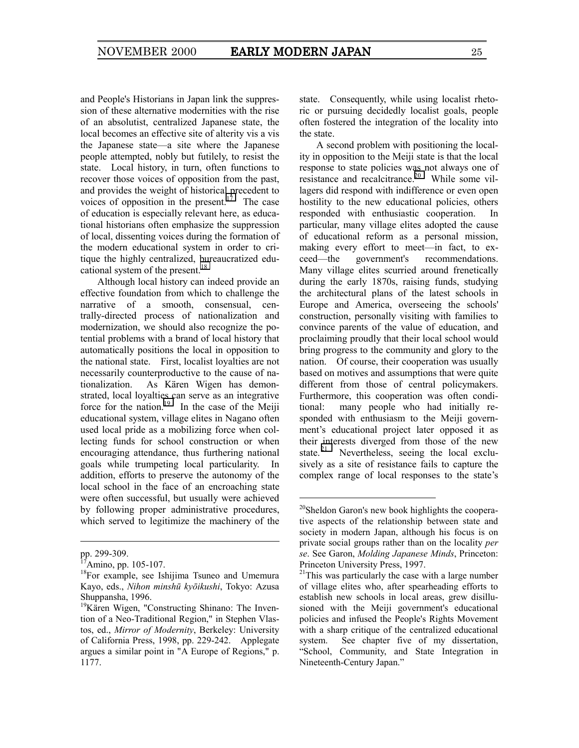and People's Historians in Japan link the suppression of these alternative modernities with the rise of an absolutist, centralized Japanese state, the local becomes an effective site of alterity vis a vis the Japanese state—a site where the Japanese people attempted, nobly but futilely, to resist the state. Local history, in turn, often functions to recover those voices of opposition from the past, and provides the weight of historical precedent to voices of opposition in the present.[17] The case of education is especially relevant here, as educational historians often emphasize the suppression of local, dissenting voices during the formation of the modern educational system in order to critique the highly centralized, bureaucratized educational system of the present.[18]

Although local history can indeed provide an effective foundation from which to challenge the narrative of a smooth, consensual, centrally-directed process of nationalization and modernization, we should also recognize the potential problems with a brand of local history that automatically positions the local in opposition to the national state. First, localist loyalties are not necessarily counterproductive to the cause of nationalization. As Kären Wigen has demonstrated, local loyalties can serve as an integrative force for the nation.[19] In the case of the Meiji educational system, village elites in Nagano often used local pride as a mobilizing force when collecting funds for school construction or when encouraging attendance, thus furthering national goals while trumpeting local particularity. In addition, efforts to preserve the autonomy of the local school in the face of an encroaching state were often successful, but usually were achieved by following proper administrative procedures, which served to legitimize the machinery of the state. Consequently, while using localist rhetoric or pursuing decidedly localist goals, people often fostered the integration of the locality into the state.

A second problem with positioning the locality in opposition to the Meiji state is that the local response to state policies was not always one of resistance and recalcitrance.[20] While some villagers did respond with indifference or even open hostility to the new educational policies, others responded with enthusiastic cooperation. In particular, many village elites adopted the cause of educational reform as a personal mission, making every effort to meet—in fact, to exceed—the government's recommendations. Many village elites scurried around frenetically during the early 1870s, raising funds, studying the architectural plans of the latest schools in Europe and America, overseeing the schools' construction, personally visiting with families to convince parents of the value of education, and proclaiming proudly that their local school would bring progress to the community and glory to the nation. Of course, their cooperation was usually based on motives and assumptions that were quite different from those of central policymakers. Furthermore, this cooperation was often conditional: many people who had initially responded with enthusiasm to the Meiji government's educational project later opposed it as their interests diverged from those of the new state.[21] Nevertheless, seeing the local exclusively as a site of resistance fails to capture the complex range of local responses to the state's

---

pp. 299-309.

[17]Amino, pp. 105-107.

[18]For example, see Ishijima Tsuneo and Umemura Kayo, eds., *Nihon minshū kyōikushi*, Tokyo: Azusa Shuppansha, 1996.

[19]Kären Wigen, "Constructing Shinano: The Invention of a Neo-Traditional Region," in Stephen Vlastos, ed., *Mirror of Modernity*, Berkeley: University of California Press, 1998, pp. 229-242. Applegate argues a similar point in "A Europe of Regions," p. 1177.

[20]Sheldon Garon's new book highlights the cooperative aspects of the relationship between state and society in modern Japan, although his focus is on private social groups rather than on the locality *per se*. See Garon, *Molding Japanese Minds*, Princeton: Princeton University Press, 1997.

[21]This was particularly the case with a large number of village elites who, after spearheading efforts to establish new schools in local areas, grew disillusioned with the Meiji government's educational policies and infused the People's Rights Movement with a sharp critique of the centralized educational system. See chapter five of my dissertation, "School, Community, and State Integration in Nineteenth-Century Japan."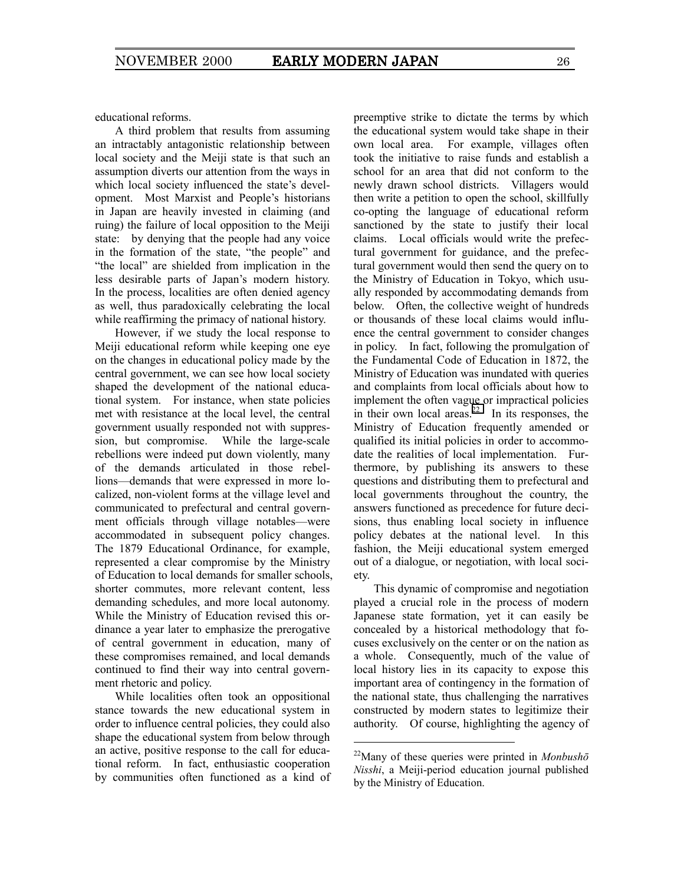educational reforms.

A third problem that results from assuming an intractably antagonistic relationship between local society and the Meiji state is that such an assumption diverts our attention from the ways in which local society influenced the state's development. Most Marxist and People's historians in Japan are heavily invested in claiming (and ruing) the failure of local opposition to the Meiji state: by denying that the people had any voice in the formation of the state, "the people" and "the local" are shielded from implication in the less desirable parts of Japan's modern history. In the process, localities are often denied agency as well, thus paradoxically celebrating the local while reaffirming the primacy of national history.

However, if we study the local response to Meiji educational reform while keeping one eye on the changes in educational policy made by the central government, we can see how local society shaped the development of the national educational system. For instance, when state policies met with resistance at the local level, the central government usually responded not with suppression, but compromise. While the large-scale rebellions were indeed put down violently, many of the demands articulated in those rebellions—demands that were expressed in more localized, non-violent forms at the village level and communicated to prefectural and central government officials through village notables—were accommodated in subsequent policy changes. The 1879 Educational Ordinance, for example, represented a clear compromise by the Ministry of Education to local demands for smaller schools, shorter commutes, more relevant content, less demanding schedules, and more local autonomy. While the Ministry of Education revised this ordinance a year later to emphasize the prerogative of central government in education, many of these compromises remained, and local demands continued to find their way into central government rhetoric and policy.

While localities often took an oppositional stance towards the new educational system in order to influence central policies, they could also shape the educational system from below through an active, positive response to the call for educational reform. In fact, enthusiastic cooperation by communities often functioned as a kind of preemptive strike to dictate the terms by which the educational system would take shape in their own local area. For example, villages often took the initiative to raise funds and establish a school for an area that did not conform to the newly drawn school districts. Villagers would then write a petition to open the school, skillfully co-opting the language of educational reform sanctioned by the state to justify their local claims. Local officials would write the prefectural government for guidance, and the prefectural government would then send the query on to the Ministry of Education in Tokyo, which usually responded by accommodating demands from below. Often, the collective weight of hundreds or thousands of these local claims would influence the central government to consider changes in policy. In fact, following the promulgation of the Fundamental Code of Education in 1872, the Ministry of Education was inundated with queries and complaints from local officials about how to implement the often vague or impractical policies in their own local areas.[22] In its responses, the Ministry of Education frequently amended or qualified its initial policies in order to accommodate the realities of local implementation. Furthermore, by publishing its answers to these questions and distributing them to prefectural and local governments throughout the country, the answers functioned as precedence for future decisions, thus enabling local society in influence policy debates at the national level. In this fashion, the Meiji educational system emerged out of a dialogue, or negotiation, with local society.

This dynamic of compromise and negotiation played a crucial role in the process of modern Japanese state formation, yet it can easily be concealed by a historical methodology that focuses exclusively on the center or on the nation as a whole. Consequently, much of the value of local history lies in its capacity to expose this important area of contingency in the formation of the national state, thus challenging the narratives constructed by modern states to legitimize their authority. Of course, highlighting the agency of

---

[22] Many of these queries were printed in *Monbushō Nisshi*, a Meiji-period education journal published by the Ministry of Education.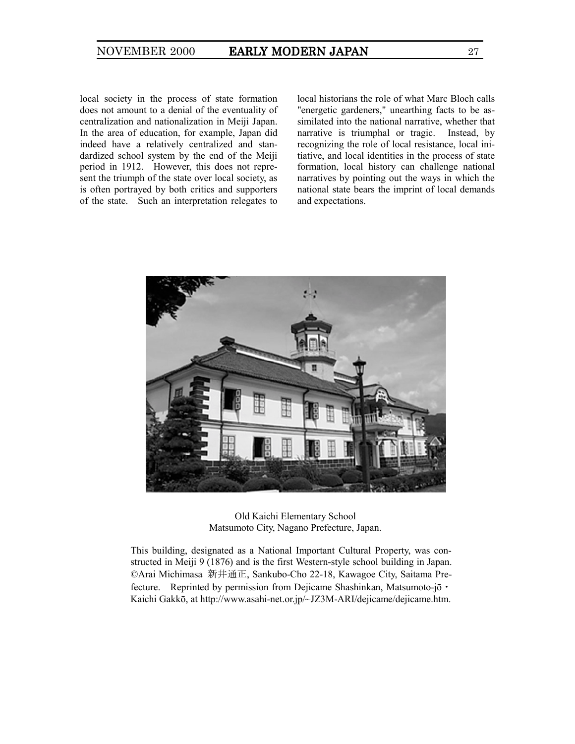local society in the process of state formation does not amount to a denial of the eventuality of centralization and nationalization in Meiji Japan. In the area of education, for example, Japan did indeed have a relatively centralized and standardized school system by the end of the Meiji period in 1912. However, this does not represent the triumph of the state over local society, as is often portrayed by both critics and supporters of the state. Such an interpretation relegates to local historians the role of what Marc Bloch calls "energetic gardeners," unearthing facts to be assimilated into the national narrative, whether that narrative is triumphal or tragic. Instead, by recognizing the role of local resistance, local initiative, and local identities in the process of state formation, local history can challenge national narratives by pointing out the ways in which the national state bears the imprint of local demands and expectations.

Old Kaichi Elementary School
Matsumoto City, Nagano Prefecture, Japan.

This building, designated as a National Important Cultural Property, was constructed in Meiji 9 (1876) and is the first Western-style school building in Japan. ©Arai Michimasa 新井通正, Sankubo-Cho 22-18, Kawagoe City, Saitama Prefecture. Reprinted by permission from Dejicame Shashinkan, Matsumoto-jō・Kaichi Gakkō, at http://www.asahi-net.or.jp/~JZ3M-ARI/dejicame/dejicame.htm.